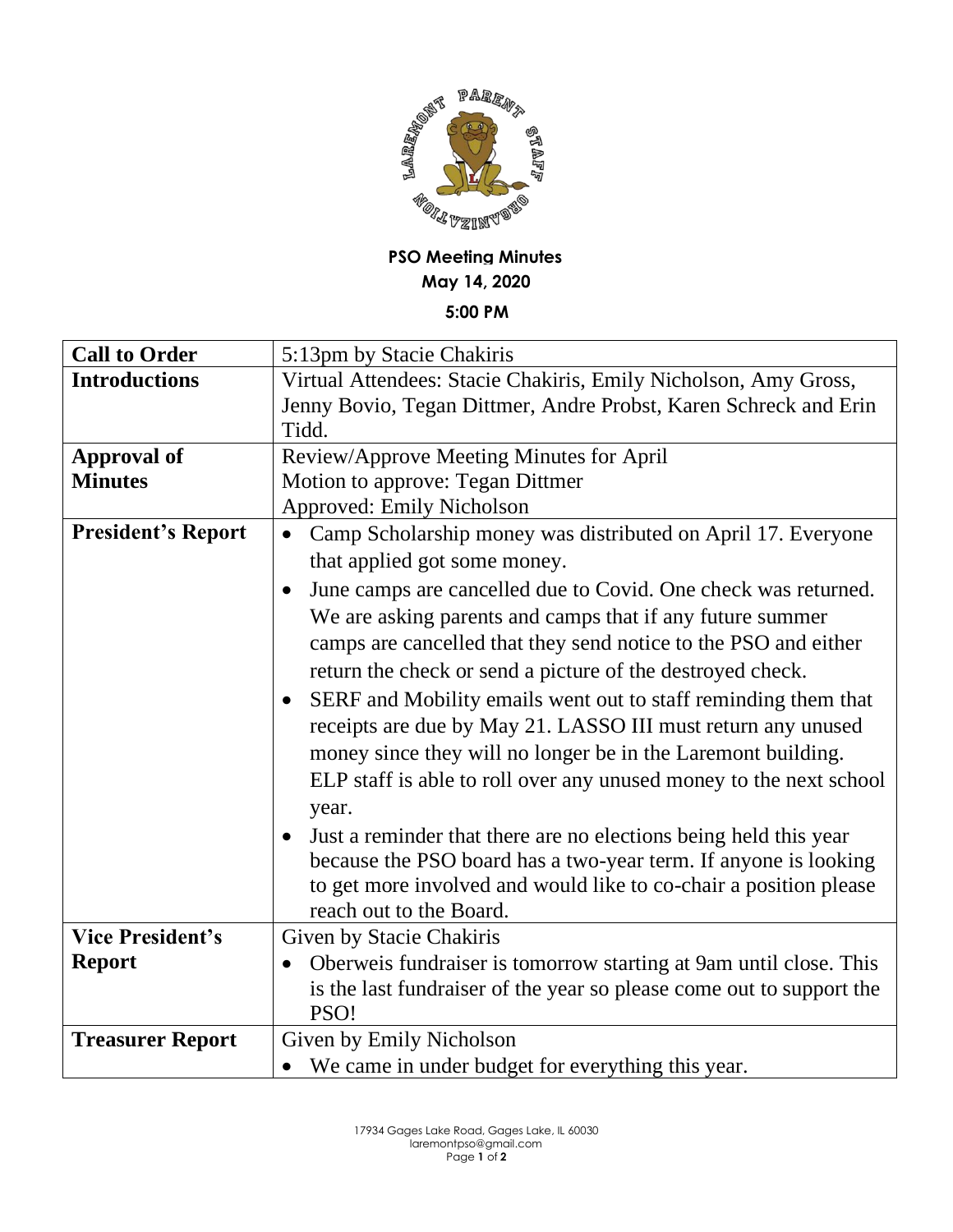**PSO Meeting Minutes**
**May 14, 2020**
**5:00 PM**

| | |
|---|---|
| **Call to Order** | 5:13pm by Stacie Chakiris |
| **Introductions** | Virtual Attendees: Stacie Chakiris, Emily Nicholson, Amy Gross, Jenny Bovio, Tegan Dittmer, Andre Probst, Karen Schreck and Erin Tidd. |
| **Approval of Minutes** | Review/Approve Meeting Minutes for April<br>Motion to approve: Tegan Dittmer<br>Approved: Emily Nicholson |
| **President's Report** | • Camp Scholarship money was distributed on April 17. Everyone that applied got some money.<br>• June camps are cancelled due to Covid. One check was returned. We are asking parents and camps that if any future summer camps are cancelled that they send notice to the PSO and either return the check or send a picture of the destroyed check.<br>• SERF and Mobility emails went out to staff reminding them that receipts are due by May 21. LASSO III must return any unused money since they will no longer be in the Laremont building. ELP staff is able to roll over any unused money to the next school year.<br>• Just a reminder that there are no elections being held this year because the PSO board has a two-year term. If anyone is looking to get more involved and would like to co-chair a position please reach out to the Board. |
| **Vice President's Report** | Given by Stacie Chakiris<br>• Oberweis fundraiser is tomorrow starting at 9am until close. This is the last fundraiser of the year so please come out to support the PSO! |
| **Treasurer Report** | Given by Emily Nicholson<br>• We came in under budget for everything this year. |

17934 Gages Lake Road, Gages Lake, IL 60030
laremontpso@gmail.com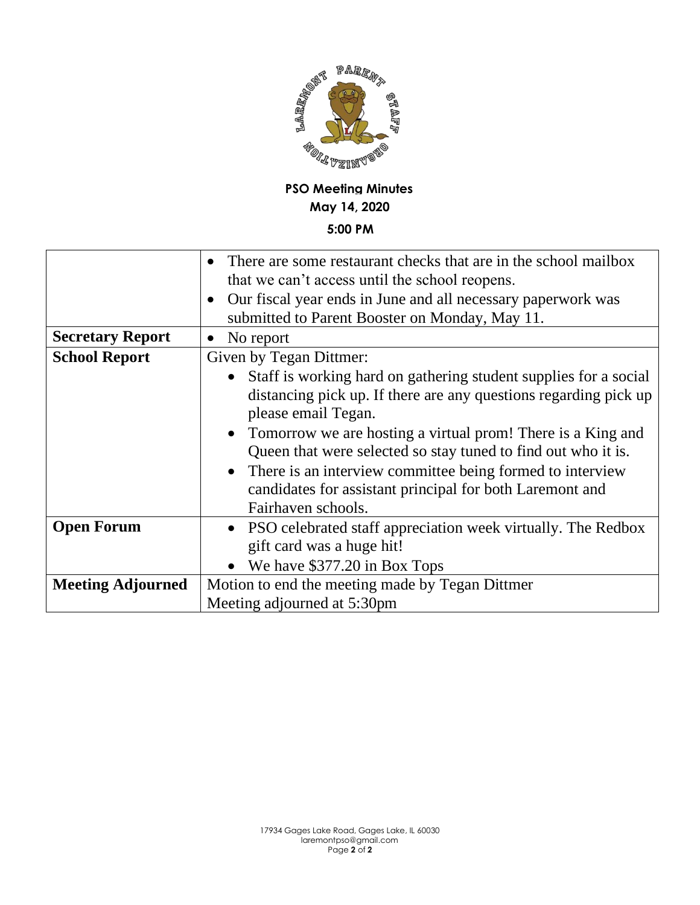**PSO Meeting Minutes**
**May 14, 2020**
**5:00 PM**

| | |
|---|---|
| | • There are some restaurant checks that are in the school mailbox that we can't access until the school reopens.<br>• Our fiscal year ends in June and all necessary paperwork was submitted to Parent Booster on Monday, May 11. |
| **Secretary Report** | • No report |
| **School Report** | Given by Tegan Dittmer:<br>• Staff is working hard on gathering student supplies for a social distancing pick up. If there are any questions regarding pick up please email Tegan.<br>• Tomorrow we are hosting a virtual prom! There is a King and Queen that were selected so stay tuned to find out who it is.<br>• There is an interview committee being formed to interview candidates for assistant principal for both Laremont and Fairhaven schools. |
| **Open Forum** | • PSO celebrated staff appreciation week virtually. The Redbox gift card was a huge hit!<br>• We have $377.20 in Box Tops |
| **Meeting Adjourned** | Motion to end the meeting made by Tegan Dittmer<br>Meeting adjourned at 5:30pm |

17934 Gages Lake Road, Gages Lake, IL 60030
laremontpso@gmail.com